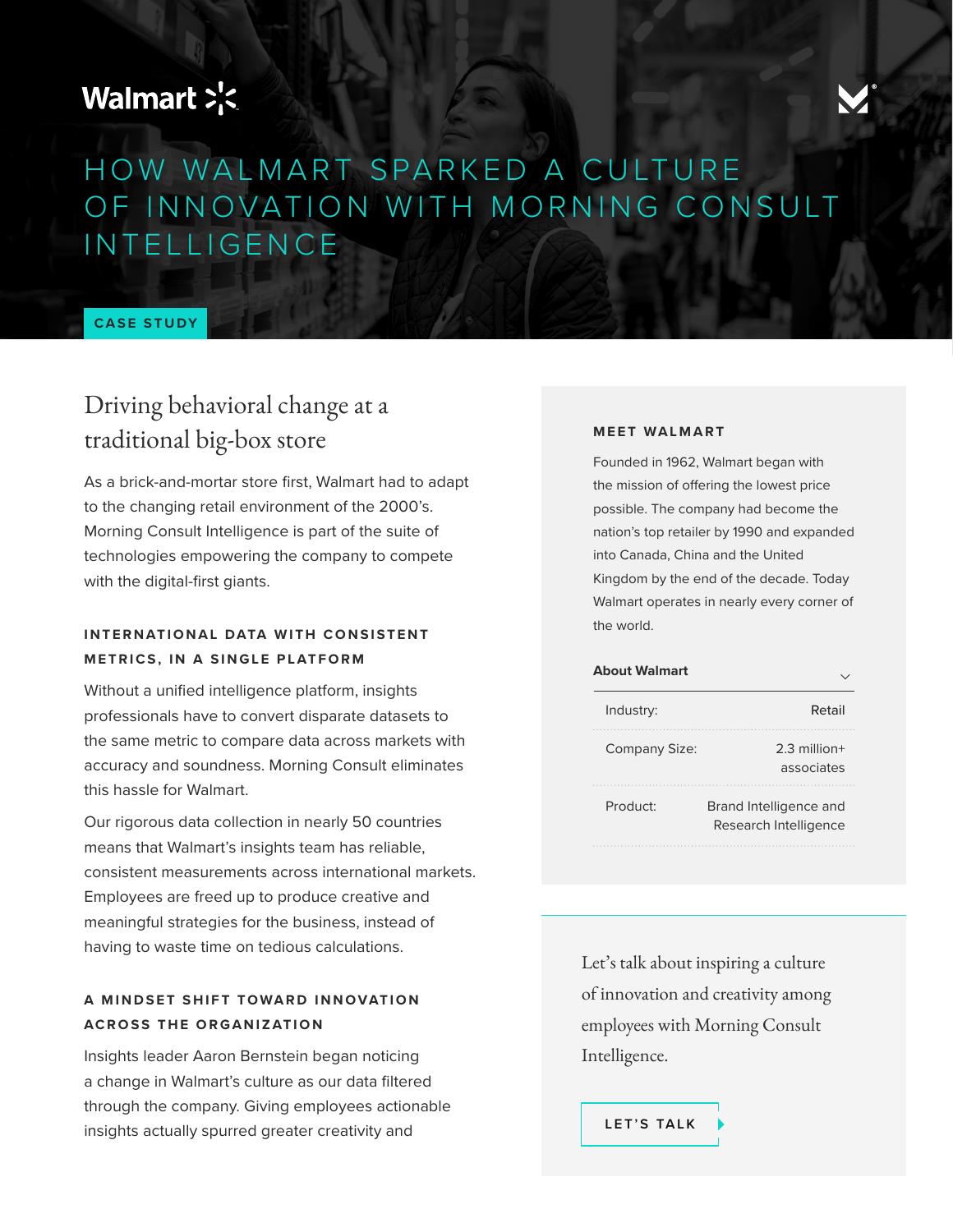Walmart

# HOW WALMART SPARKED A CULTURE OF INNOVATION WITH MORNING CONSULT INTELLIGENCE

CASE STUDY

## Driving behavioral change at a traditional big-box store

As a brick-and-mortar store first, Walmart had to adapt to the changing retail environment of the 2000's. Morning Consult Intelligence is part of the suite of technologies empowering the company to compete with the digital-first giants.

### INTERNATIONAL DATA WITH CONSISTENT METRICS, IN A SINGLE PLATFORM

Without a unified intelligence platform, insights professionals have to convert disparate datasets to the same metric to compare data across markets with accuracy and soundness. Morning Consult eliminates this hassle for Walmart.

Our rigorous data collection in nearly 50 countries means that Walmart's insights team has reliable, consistent measurements across international markets. Employees are freed up to produce creative and meaningful strategies for the business, instead of having to waste time on tedious calculations.

### A MINDSET SHIFT TOWARD INNOVATION ACROSS THE ORGANIZATION

Insights leader Aaron Bernstein began noticing a change in Walmart's culture as our data filtered through the company. Giving employees actionable insights actually spurred greater creativity and

### MEET WALMART

Founded in 1962, Walmart began with the mission of offering the lowest price possible. The company had become the nation's top retailer by 1990 and expanded into Canada, China and the United Kingdom by the end of the decade. Today Walmart operates in nearly every corner of the world.

**About Walmart**

| | |
|---|---|
| Industry: | Retail |
| Company Size: | 2.3 million+ associates |
| Product: | Brand Intelligence and Research Intelligence |

Let's talk about inspiring a culture of innovation and creativity among employees with Morning Consult Intelligence.

LET'S TALK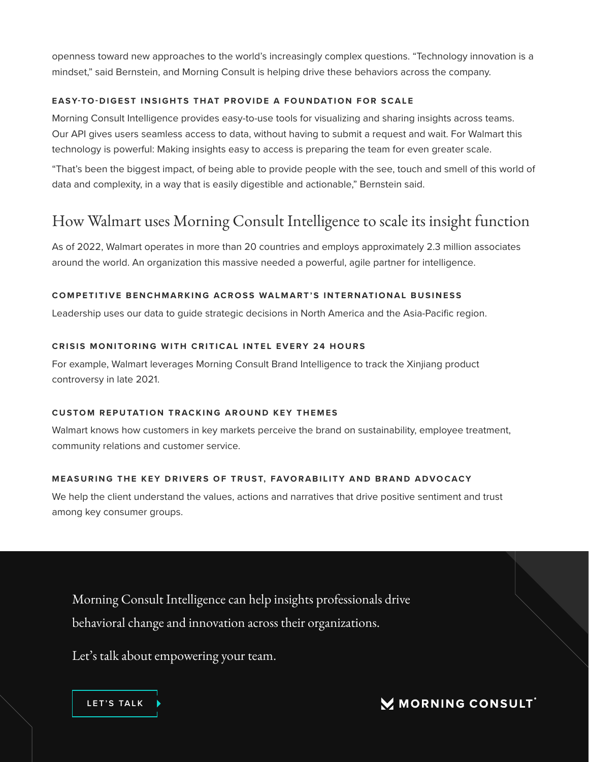openness toward new approaches to the world's increasingly complex questions. "Technology innovation is a mindset," said Bernstein, and Morning Consult is helping drive these behaviors across the company.

### EASY-TO-DIGEST INSIGHTS THAT PROVIDE A FOUNDATION FOR SCALE

Morning Consult Intelligence provides easy-to-use tools for visualizing and sharing insights across teams. Our API gives users seamless access to data, without having to submit a request and wait. For Walmart this technology is powerful: Making insights easy to access is preparing the team for even greater scale.

"That's been the biggest impact, of being able to provide people with the see, touch and smell of this world of data and complexity, in a way that is easily digestible and actionable," Bernstein said.

## How Walmart uses Morning Consult Intelligence to scale its insight function

As of 2022, Walmart operates in more than 20 countries and employs approximately 2.3 million associates around the world. An organization this massive needed a powerful, agile partner for intelligence.

### COMPETITIVE BENCHMARKING ACROSS WALMART'S INTERNATIONAL BUSINESS

Leadership uses our data to guide strategic decisions in North America and the Asia-Pacific region.

### CRISIS MONITORING WITH CRITICAL INTEL EVERY 24 HOURS

For example, Walmart leverages Morning Consult Brand Intelligence to track the Xinjiang product controversy in late 2021.

### CUSTOM REPUTATION TRACKING AROUND KEY THEMES

Walmart knows how customers in key markets perceive the brand on sustainability, employee treatment, community relations and customer service.

### MEASURING THE KEY DRIVERS OF TRUST, FAVORABILITY AND BRAND ADVOCACY

We help the client understand the values, actions and narratives that drive positive sentiment and trust among key consumer groups.

Morning Consult Intelligence can help insights professionals drive behavioral change and innovation across their organizations.

Let's talk about empowering your team.

LET'S TALK

MORNING CONSULT